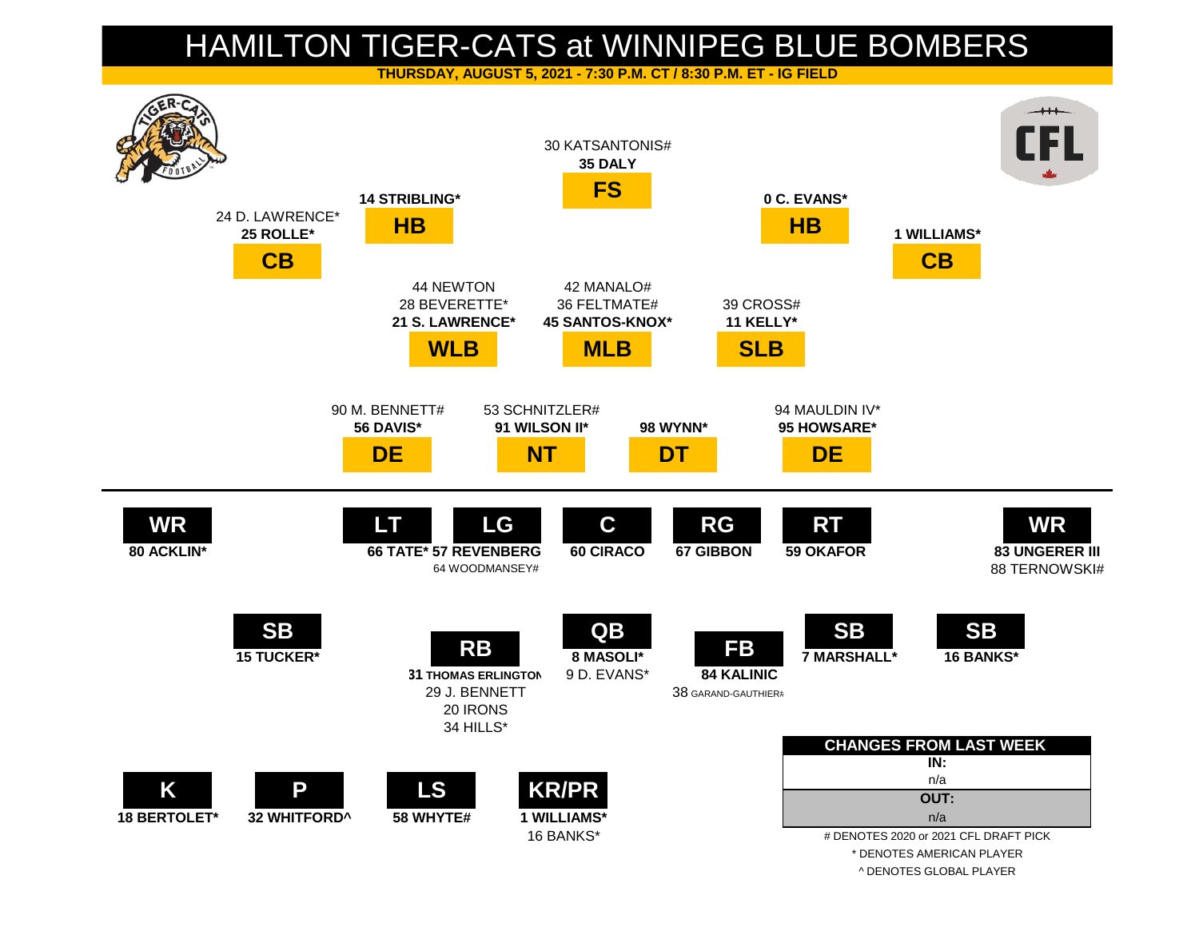# HAMILTON TIGER-CATS at WINNIPEG BLUE BOMBERS

**THURSDAY, AUGUST 5, 2021 - 7:30 P.M. CT / 8:30 P.M. ET - IG FIELD**

## DEFENCE

| Position | Starter | Backups |
|---|---|---|
| CB | **25 ROLLE*** | 24 D. LAWRENCE* |
| HB | **14 STRIBLING*** | |
| FS | **35 DALY** | 30 KATSANTONIS# |
| HB | **0 C. EVANS*** | |
| CB | **1 WILLIAMS*** | |
| WLB | **21 S. LAWRENCE*** | 28 BEVERETTE*, 44 NEWTON |
| MLB | **45 SANTOS-KNOX*** | 36 FELTMATE#, 42 MANALO# |
| SLB | **11 KELLY*** | 39 CROSS# |
| DE | **56 DAVIS*** | 90 M. BENNETT# |
| NT | **91 WILSON II*** | 53 SCHNITZLER# |
| DT | **98 WYNN*** | |
| DE | **95 HOWSARE*** | 94 MAULDIN IV* |

## OFFENCE

| Position | Starter | Backups |
|---|---|---|
| WR | **80 ACKLIN*** | |
| LT | **66 TATE*** | |
| LG | **57 REVENBERG** | 64 WOODMANSEY# |
| C | **60 CIRACO** | |
| RG | **67 GIBBON** | |
| RT | **59 OKAFOR** | |
| WR | **83 UNGERER III** | 88 TERNOWSKI# |
| SB | **15 TUCKER*** | |
| RB | **31 THOMAS ERLINGTON** | 29 J. BENNETT, 20 IRONS, 34 HILLS* |
| QB | **8 MASOLI*** | 9 D. EVANS* |
| FB | **84 KALINIC** | 38 GARAND-GAUTHIER# |
| SB | **7 MARSHALL*** | |
| SB | **16 BANKS*** | |

## SPECIAL TEAMS

| Position | Starter | Backups |
|---|---|---|
| K | **18 BERTOLET*** | |
| P | **32 WHITFORD^** | |
| LS | **58 WHYTE#** | |
| KR/PR | **1 WILLIAMS*** | 16 BANKS* |

| CHANGES FROM LAST WEEK |
|---|
| **IN:** |
| n/a |
| **OUT:** |
| n/a |

# DENOTES 2020 or 2021 CFL DRAFT PICK

* DENOTES AMERICAN PLAYER

^ DENOTES GLOBAL PLAYER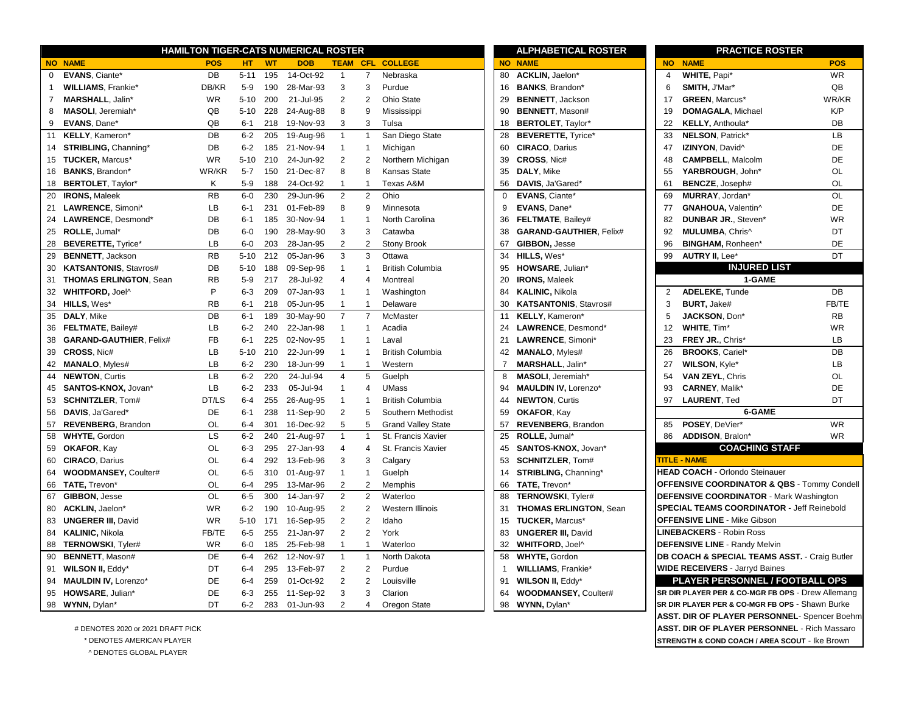## HAMILTON TIGER-CATS NUMERICAL ROSTER

| NO | NAME | POS | HT | WT | DOB | TEAM | CFL | COLLEGE |
|---|---|---|---|---|---|---|---|---|
| 0 | **EVANS**, Ciante* | DB | 5-11 | 195 | 14-Oct-92 | 1 | 7 | Nebraska |
| 1 | **WILLIAMS**, Frankie* | DB/KR | 5-9 | 190 | 28-Mar-93 | 3 | 3 | Purdue |
| 7 | **MARSHALL**, Jalin* | WR | 5-10 | 200 | 21-Jul-95 | 2 | 2 | Ohio State |
| 8 | **MASOLI**, Jeremiah* | QB | 5-10 | 228 | 24-Aug-88 | 8 | 9 | Mississippi |
| 9 | **EVANS**, Dane* | QB | 6-1 | 218 | 19-Nov-93 | 3 | 3 | Tulsa |
| 11 | **KELLY**, Kameron* | DB | 6-2 | 205 | 19-Aug-96 | 1 | 1 | San Diego State |
| 14 | **STRIBLING,** Channing* | DB | 6-2 | 185 | 21-Nov-94 | 1 | 1 | Michigan |
| 15 | **TUCKER,** Marcus* | WR | 5-10 | 210 | 24-Jun-92 | 2 | 2 | Northern Michigan |
| 16 | **BANKS**, Brandon* | WR/KR | 5-7 | 150 | 21-Dec-87 | 8 | 8 | Kansas State |
| 18 | **BERTOLET**, Taylor* | K | 5-9 | 188 | 24-Oct-92 | 1 | 1 | Texas A&M |
| 20 | **IRONS,** Maleek | RB | 6-0 | 230 | 29-Jun-96 | 2 | 2 | Ohio |
| 21 | **LAWRENCE**, Simoni* | LB | 6-1 | 231 | 01-Feb-89 | 8 | 9 | Minnesota |
| 24 | **LAWRENCE**, Desmond* | DB | 6-1 | 185 | 30-Nov-94 | 1 | 1 | North Carolina |
| 25 | **ROLLE,** Jumal* | DB | 6-0 | 190 | 28-May-90 | 3 | 3 | Catawba |
| 28 | **BEVERETTE,** Tyrice* | LB | 6-0 | 203 | 28-Jan-95 | 2 | 2 | Stony Brook |
| 29 | **BENNETT**, Jackson | RB | 5-10 | 212 | 05-Jan-96 | 3 | 3 | Ottawa |
| 30 | **KATSANTONIS**, Stavros# | DB | 5-10 | 188 | 09-Sep-96 | 1 | 1 | British Columbia |
| 31 | **THOMAS ERLINGTON**, Sean | RB | 5-9 | 217 | 28-Jul-92 | 4 | 4 | Montreal |
| 32 | **WHITFORD,** Joel^ | P | 6-3 | 209 | 07-Jan-93 | 1 | 1 | Washington |
| 34 | **HILLS,** Wes* | RB | 6-1 | 218 | 05-Jun-95 | 1 | 1 | Delaware |
| 35 | **DALY**, Mike | DB | 6-1 | 189 | 30-May-90 | 7 | 7 | McMaster |
| 36 | **FELTMATE**, Bailey# | LB | 6-2 | 240 | 22-Jan-98 | 1 | 1 | Acadia |
| 38 | **GARAND-GAUTHIER**, Felix# | FB | 6-1 | 225 | 02-Nov-95 | 1 | 1 | Laval |
| 39 | **CROSS**, Nic# | LB | 5-10 | 210 | 22-Jun-99 | 1 | 1 | British Columbia |
| 42 | **MANALO**, Myles# | LB | 6-2 | 230 | 18-Jun-99 | 1 | 1 | Western |
| 44 | **NEWTON**, Curtis | LB | 6-2 | 220 | 24-Jul-94 | 4 | 5 | Guelph |
| 45 | **SANTOS-KNOX,** Jovan* | LB | 6-2 | 233 | 05-Jul-94 | 1 | 4 | UMass |
| 53 | **SCHNITZLER**, Tom# | DT/LS | 6-4 | 255 | 26-Aug-95 | 1 | 1 | British Columbia |
| 56 | **DAVIS**, Ja'Gared* | DE | 6-1 | 238 | 11-Sep-90 | 2 | 5 | Southern Methodist |
| 57 | **REVENBERG**, Brandon | OL | 6-4 | 301 | 16-Dec-92 | 5 | 5 | Grand Valley State |
| 58 | **WHYTE,** Gordon | LS | 6-2 | 240 | 21-Aug-97 | 1 | 1 | St. Francis Xavier |
| 59 | **OKAFOR**, Kay | OL | 6-3 | 295 | 27-Jan-93 | 4 | 4 | St. Francis Xavier |
| 60 | **CIRACO**, Darius | OL | 6-4 | 292 | 13-Feb-96 | 3 | 3 | Calgary |
| 64 | **WOODMANSEY,** Coulter# | OL | 6-5 | 310 | 01-Aug-97 | 1 | 1 | Guelph |
| 66 | **TATE,** Trevon* | OL | 6-4 | 295 | 13-Mar-96 | 2 | 2 | Memphis |
| 67 | **GIBBON,** Jesse | OL | 6-5 | 300 | 14-Jan-97 | 2 | 2 | Waterloo |
| 80 | **ACKLIN,** Jaelon* | WR | 6-2 | 190 | 10-Aug-95 | 2 | 2 | Western Illinois |
| 83 | **UNGERER III,** David | WR | 5-10 | 171 | 16-Sep-95 | 2 | 2 | Idaho |
| 84 | **KALINIC,** Nikola | FB/TE | 6-5 | 255 | 21-Jan-97 | 2 | 2 | York |
| 88 | **TERNOWSKI**, Tyler# | WR | 6-0 | 185 | 25-Feb-98 | 1 | 1 | Waterloo |
| 90 | **BENNETT**, Mason# | DE | 6-4 | 262 | 12-Nov-97 | 1 | 1 | North Dakota |
| 91 | **WILSON II,** Eddy* | DT | 6-4 | 295 | 13-Feb-97 | 2 | 2 | Purdue |
| 94 | **MAULDIN IV,** Lorenzo* | DE | 6-4 | 259 | 01-Oct-92 | 2 | 2 | Louisville |
| 95 | **HOWSARE**, Julian* | DE | 6-3 | 255 | 11-Sep-92 | 3 | 3 | Clarion |
| 98 | **WYNN,** Dylan* | DT | 6-2 | 283 | 01-Jun-93 | 2 | 4 | Oregon State |

# DENOTES 2020 or 2021 DRAFT PICK

\* DENOTES AMERICAN PLAYER

^ DENOTES GLOBAL PLAYER

## ALPHABETICAL ROSTER

| NO | NAME |
|---|---|
| 80 | **ACKLIN,** Jaelon* |
| 16 | **BANKS**, Brandon* |
| 29 | **BENNETT**, Jackson |
| 90 | **BENNETT**, Mason# |
| 18 | **BERTOLET**, Taylor* |
| 28 | **BEVERETTE,** Tyrice* |
| 60 | **CIRACO**, Darius |
| 39 | **CROSS**, Nic# |
| 35 | **DALY**, Mike |
| 56 | **DAVIS**, Ja'Gared* |
| 0 | **EVANS**, Ciante* |
| 9 | **EVANS**, Dane* |
| 36 | **FELTMATE**, Bailey# |
| 38 | **GARAND-GAUTHIER**, Felix# |
| 67 | **GIBBON,** Jesse |
| 34 | **HILLS,** Wes* |
| 95 | **HOWSARE**, Julian* |
| 20 | **IRONS,** Maleek |
| 84 | **KALINIC,** Nikola |
| 30 | **KATSANTONIS**, Stavros# |
| 11 | **KELLY**, Kameron* |
| 24 | **LAWRENCE**, Desmond* |
| 21 | **LAWRENCE**, Simoni* |
| 42 | **MANALO**, Myles# |
| 7 | **MARSHALL**, Jalin* |
| 8 | **MASOLI**, Jeremiah* |
| 94 | **MAULDIN IV,** Lorenzo* |
| 44 | **NEWTON**, Curtis |
| 59 | **OKAFOR**, Kay |
| 57 | **REVENBERG**, Brandon |
| 25 | **ROLLE,** Jumal* |
| 45 | **SANTOS-KNOX,** Jovan* |
| 53 | **SCHNITZLER**, Tom# |
| 14 | **STRIBLING,** Channing* |
| 66 | **TATE,** Trevon* |
| 88 | **TERNOWSKI**, Tyler# |
| 31 | **THOMAS ERLINGTON**, Sean |
| 15 | **TUCKER,** Marcus* |
| 83 | **UNGERER III,** David |
| 32 | **WHITFORD,** Joel^ |
| 58 | **WHYTE,** Gordon |
| 1 | **WILLIAMS**, Frankie* |
| 91 | **WILSON II,** Eddy* |
| 64 | **WOODMANSEY,** Coulter# |
| 98 | **WYNN,** Dylan* |

## PRACTICE ROSTER

| NO | NAME | POS |
|---|---|---|
| 4 | **WHITE,** Papi* | WR |
| 6 | **SMITH,** J'Mar* | QB |
| 17 | **GREEN**, Marcus* | WR/KR |
| 19 | **DOMAGALA**, Michael | K/P |
| 22 | **KELLY,** Anthoula* | DB |
| 33 | **NELSON**, Patrick* | LB |
| 47 | **IZINYON**, David^ | DE |
| 48 | **CAMPBELL**, Malcolm | DE |
| 55 | **YARBROUGH**, John* | OL |
| 61 | **BENCZE**, Joseph# | OL |
| 69 | **MURRAY**, Jordan* | OL |
| 77 | **GNAHOUA,** Valentin^ | DE |
| 82 | **DUNBAR JR.**, Steven* | WR |
| 92 | **MULUMBA**, Chris^ | DT |
| 96 | **BINGHAM,** Ronheen* | DE |
| 99 | **AUTRY II,** Lee* | DT |

## INJURED LIST

### 1-GAME

| NO | NAME | POS |
|---|---|---|
| 2 | **ADELEKE,** Tunde | DB |
| 3 | **BURT,** Jake# | FB/TE |
| 5 | **JACKSON**, Don* | RB |
| 12 | **WHITE,** Tim* | WR |
| 23 | **FREY JR.**, Chris* | LB |
| 26 | **BROOKS**, Cariel* | DB |
| 27 | **WILSON,** Kyle* | LB |
| 54 | **VAN ZEYL**, Chris | OL |
| 93 | **CARNEY**, Malik* | DE |
| 97 | **LAURENT**, Ted | DT |

### 6-GAME

| NO | NAME | POS |
|---|---|---|
| 85 | **POSEY**, DeVier* | WR |
| 86 | **ADDISON**, Bralon* | WR |

## COACHING STAFF

**TITLE - NAME**

**HEAD COACH** - Orlondo Steinauer

**OFFENSIVE COORDINATOR & QBS** - Tommy Condell

**DEFENSIVE COORDINATOR** - Mark Washington

**SPECIAL TEAMS COORDINATOR** - Jeff Reinebold

**OFFENSIVE LINE** - Mike Gibson

**LINEBACKERS** - Robin Ross

**DEFENSIVE LINE** - Randy Melvin

**DB COACH & SPECIAL TEAMS ASST.** - Craig Butler

**WIDE RECEIVERS** - Jarryd Baines

## PLAYER PERSONNEL / FOOTBALL OPS

**SR DIR PLAYER PER & CO-MGR FB OPS** - Drew Allemang

**SR DIR PLAYER PER & CO-MGR FB OPS** - Shawn Burke

**ASST. DIR OF PLAYER PERSONNEL**- Spencer Boehm

**ASST. DIR OF PLAYER PERSONNEL** - Rich Massaro

**STRENGTH & COND COACH / AREA SCOUT** - Ike Brown